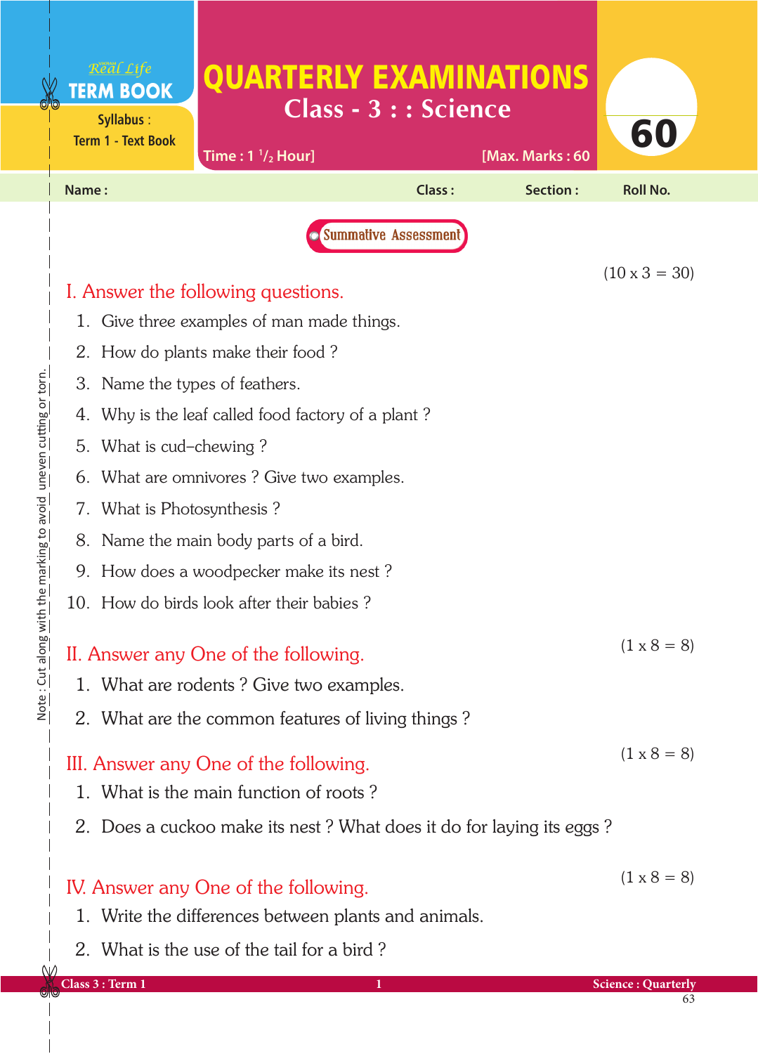Real Life **TERM BOOK**

Syllabus : Term 1 - Text Book

# QUARTERLY EXAMINATIONS

## Class - 3 : : Science

Time : 1 $^{1}/_{2}$ Hour] [Max. Marks : 60

**60**

Name : Class : Section : Roll No.

Note : Cut along with the marking to avoid uneven cutting or torn.

**Summative Assessment**

### I. Answer the following questions.

(10 x 3 = 30)

1. Give three examples of man made things.
2. How do plants make their food ?
3. Name the types of feathers.
4. Why is the leaf called food factory of a plant ?
5. What is cud–chewing ?
6. What are omnivores ? Give two examples.
7. What is Photosynthesis ?
8. Name the main body parts of a bird.
9. How does a woodpecker make its nest ?
10. How do birds look after their babies ?

### II. Answer any One of the following.

(1 x 8 = 8)

1. What are rodents ? Give two examples.
2. What are the common features of living things ?

### III. Answer any One of the following.

(1 x 8 = 8)

1. What is the main function of roots ?
2. Does a cuckoo make its nest ? What does it do for laying its eggs ?

### IV. Answer any One of the following.

(1 x 8 = 8)

1. Write the differences between plants and animals.
2. What is the use of the tail for a bird ?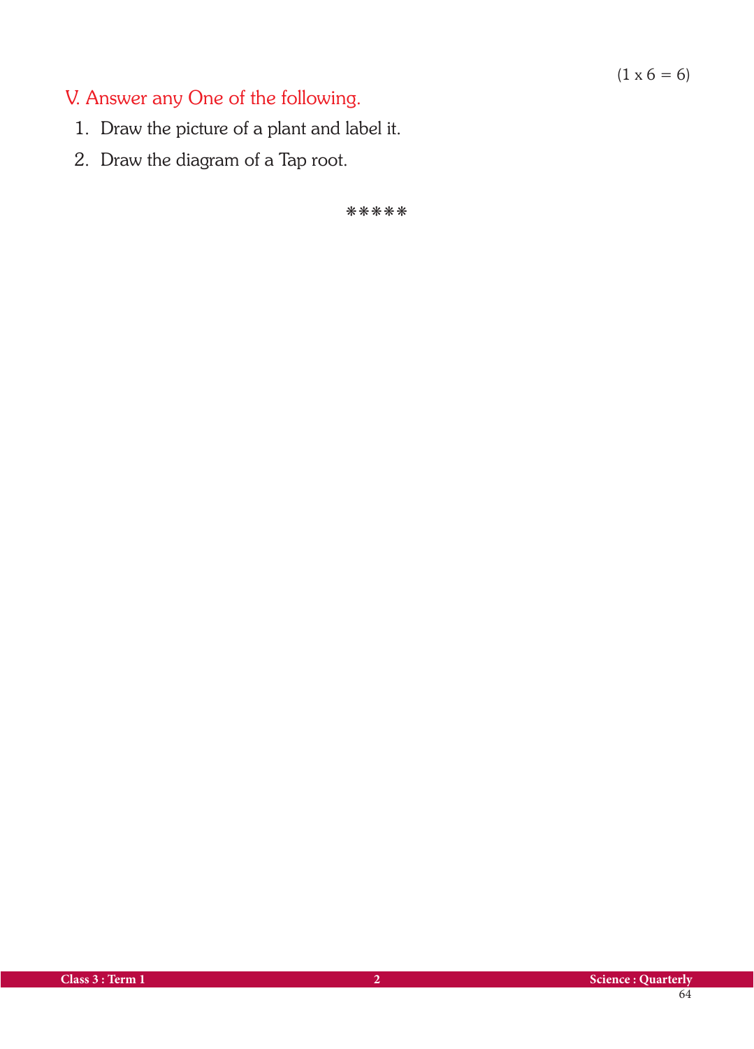(1 x 6 = 6)

## V. Answer any One of the following.

1. Draw the picture of a plant and label it.
2. Draw the diagram of a Tap root.

*****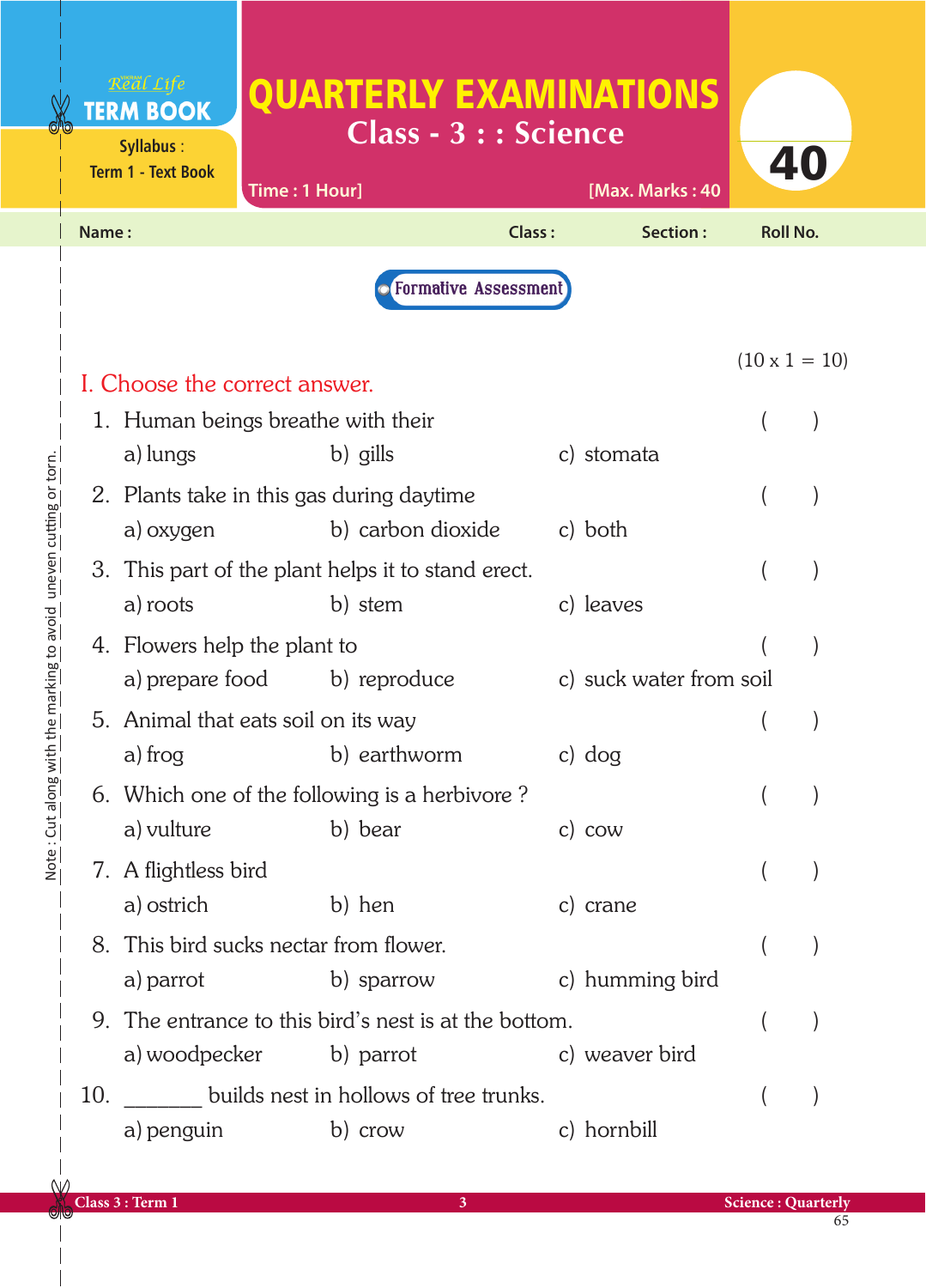Real Life **TERM BOOK**

Syllabus : Term 1 - Text Book

# QUARTERLY EXAMINATIONS

## Class - 3 : : Science

**40**

Time : 1 Hour] [Max. Marks : 40

**Name :** **Class :** **Section :** **Roll No.**

Formative Assessment

(10 x 1 = 10)

## I. Choose the correct answer.

1. Human beings breathe with their ( )
   a) lungs b) gills c) stomata
2. Plants take in this gas during daytime ( )
   a) oxygen b) carbon dioxide c) both
3. This part of the plant helps it to stand erect. ( )
   a) roots b) stem c) leaves
4. Flowers help the plant to ( )
   a) prepare food b) reproduce c) suck water from soil
5. Animal that eats soil on its way ( )
   a) frog b) earthworm c) dog
6. Which one of the following is a herbivore ? ( )
   a) vulture b) bear c) cow
7. A flightless bird ( )
   a) ostrich b) hen c) crane
8. This bird sucks nectar from flower. ( )
   a) parrot b) sparrow c) humming bird
9. The entrance to this bird's nest is at the bottom. ( )
   a) woodpecker b) parrot c) weaver bird
10. _______ builds nest in hollows of tree trunks. ( )
    a) penguin b) crow c) hornbill

Note : Cut along with the marking to avoid uneven cutting or torn.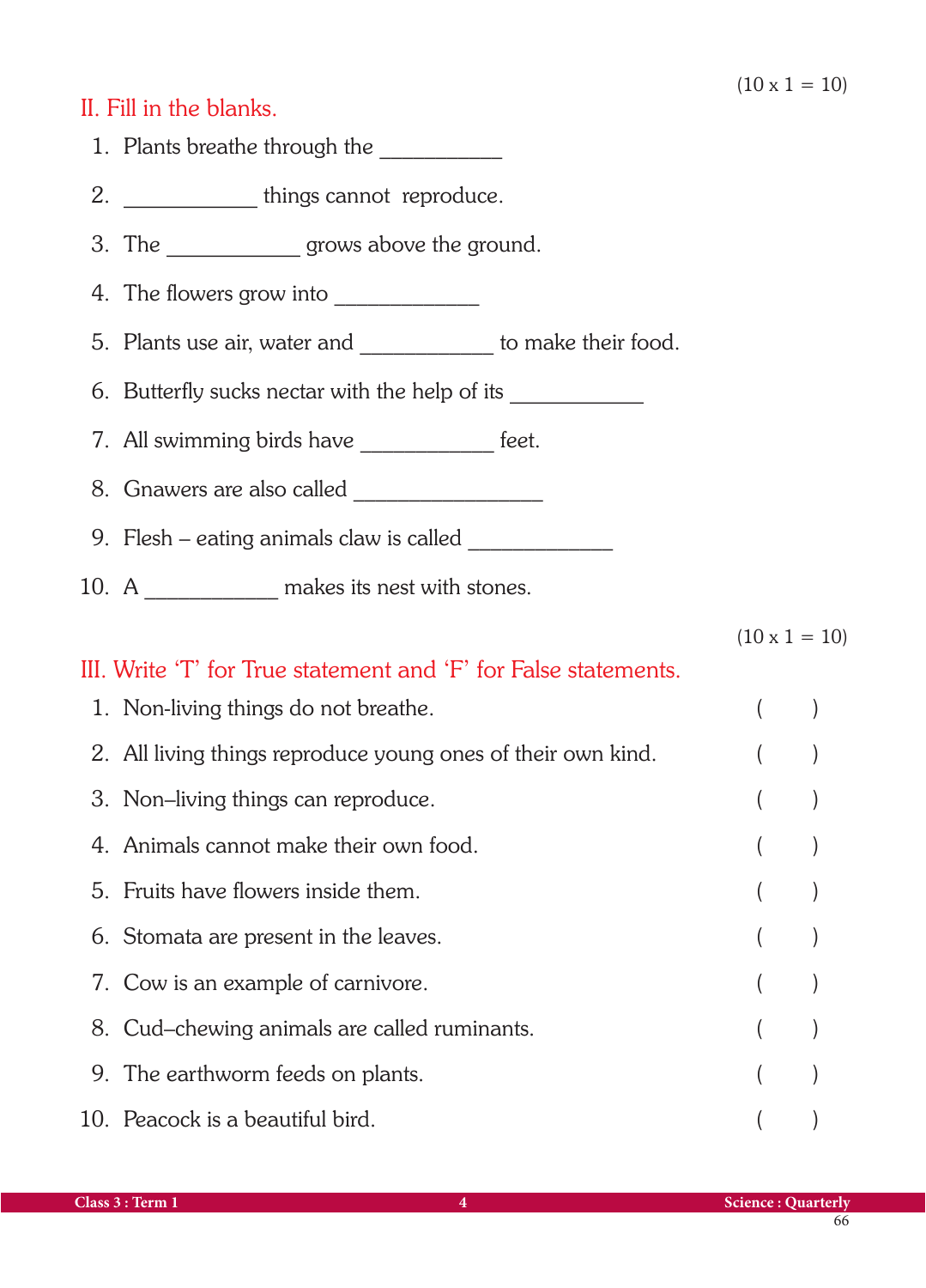(10 x 1 = 10)

## II. Fill in the blanks.

1. Plants breathe through the __________
2. ___________ things cannot reproduce.
3. The ___________ grows above the ground.
4. The flowers grow into ____________
5. Plants use air, water and ___________ to make their food.
6. Butterfly sucks nectar with the help of its ___________
7. All swimming birds have ___________ feet.
8. Gnawers are also called ________________
9. Flesh – eating animals claw is called ____________
10. A ___________ makes its nest with stones.

(10 x 1 = 10)

## III. Write 'T' for True statement and 'F' for False statements.

1. Non-living things do not breathe. ( )
2. All living things reproduce young ones of their own kind. ( )
3. Non–living things can reproduce. ( )
4. Animals cannot make their own food. ( )
5. Fruits have flowers inside them. ( )
6. Stomata are present in the leaves. ( )
7. Cow is an example of carnivore. ( )
8. Cud–chewing animals are called ruminants. ( )
9. The earthworm feeds on plants. ( )
10. Peacock is a beautiful bird. ( )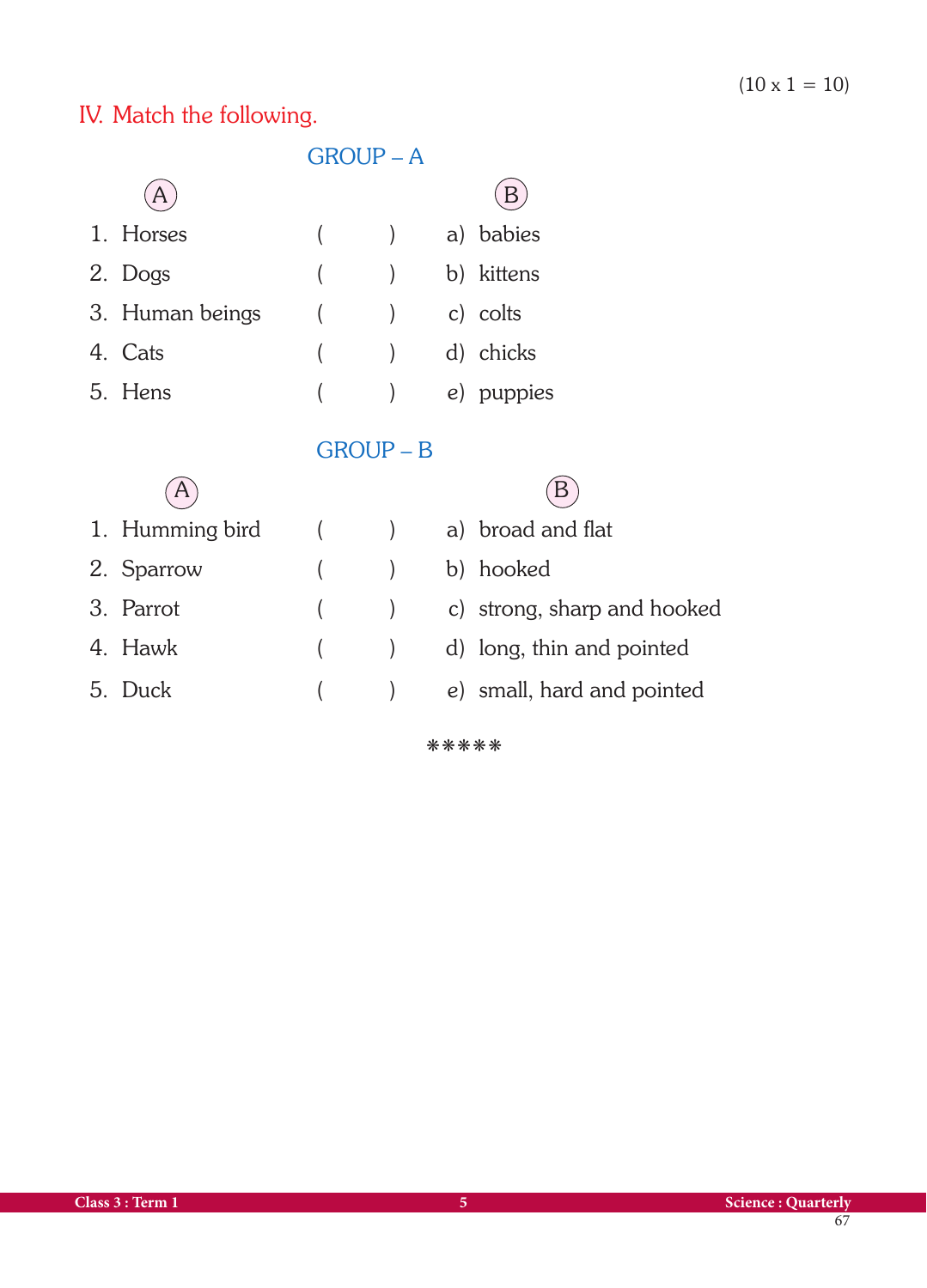(10 x 1 = 10)

## IV. Match the following.

### GROUP – A

| A | | B |
|---|---|---|
| 1. Horses | (   ) | a) babies |
| 2. Dogs | (   ) | b) kittens |
| 3. Human beings | (   ) | c) colts |
| 4. Cats | (   ) | d) chicks |
| 5. Hens | (   ) | e) puppies |

### GROUP – B

| A | | B |
|---|---|---|
| 1. Humming bird | (   ) | a) broad and flat |
| 2. Sparrow | (   ) | b) hooked |
| 3. Parrot | (   ) | c) strong, sharp and hooked |
| 4. Hawk | (   ) | d) long, thin and pointed |
| 5. Duck | (   ) | e) small, hard and pointed |

*****